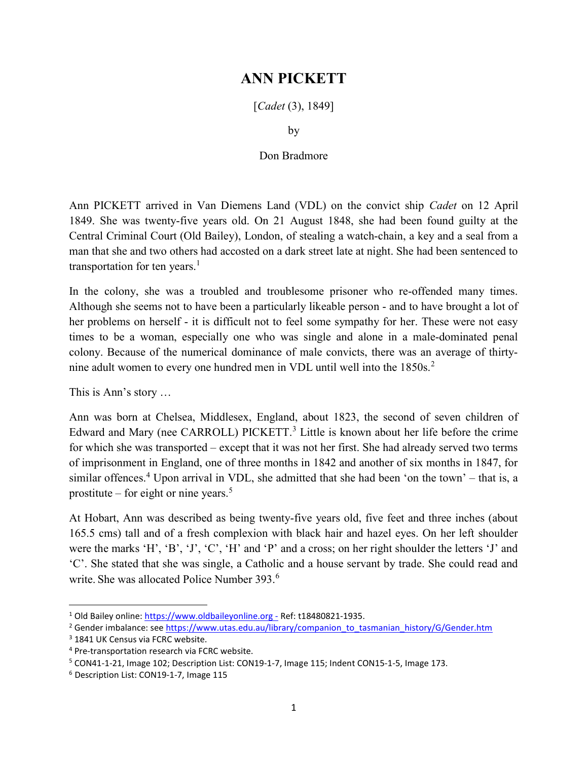# ANN PICKETT

[*Cadet* (3), 1849]

by

Don Bradmore

Ann PICKETT arrived in Van Diemens Land (VDL) on the convict ship *Cadet* on 12 April 1849. She was twenty-five years old. On 21 August 1848, she had been found guilty at the Central Criminal Court (Old Bailey), London, of stealing a watch-chain, a key and a seal from a man that she and two others had accosted on a dark street late at night. She had been sentenced to transportation for ten years.[1]

In the colony, she was a troubled and troublesome prisoner who re-offended many times. Although she seems not to have been a particularly likeable person - and to have brought a lot of her problems on herself - it is difficult not to feel some sympathy for her. These were not easy times to be a woman, especially one who was single and alone in a male-dominated penal colony. Because of the numerical dominance of male convicts, there was an average of thirty-nine adult women to every one hundred men in VDL until well into the 1850s.[2]

This is Ann's story …

Ann was born at Chelsea, Middlesex, England, about 1823, the second of seven children of Edward and Mary (nee CARROLL) PICKETT.[3] Little is known about her life before the crime for which she was transported – except that it was not her first. She had already served two terms of imprisonment in England, one of three months in 1842 and another of six months in 1847, for similar offences.[4] Upon arrival in VDL, she admitted that she had been 'on the town' – that is, a prostitute – for eight or nine years.[5]

At Hobart, Ann was described as being twenty-five years old, five feet and three inches (about 165.5 cms) tall and of a fresh complexion with black hair and hazel eyes. On her left shoulder were the marks 'H', 'B', 'J', 'C', 'H' and 'P' and a cross; on her right shoulder the letters 'J' and 'C'. She stated that she was single, a Catholic and a house servant by trade. She could read and write. She was allocated Police Number 393.[6]

---

[1] Old Bailey online: https://www.oldbaileyonline.org - Ref: t18480821-1935.

[2] Gender imbalance: see https://www.utas.edu.au/library/companion_to_tasmanian_history/G/Gender.htm

[3] 1841 UK Census via FCRC website.

[4] Pre-transportation research via FCRC website.

[5] CON41-1-21, Image 102; Description List: CON19-1-7, Image 115; Indent CON15-1-5, Image 173.

[6] Description List: CON19-1-7, Image 115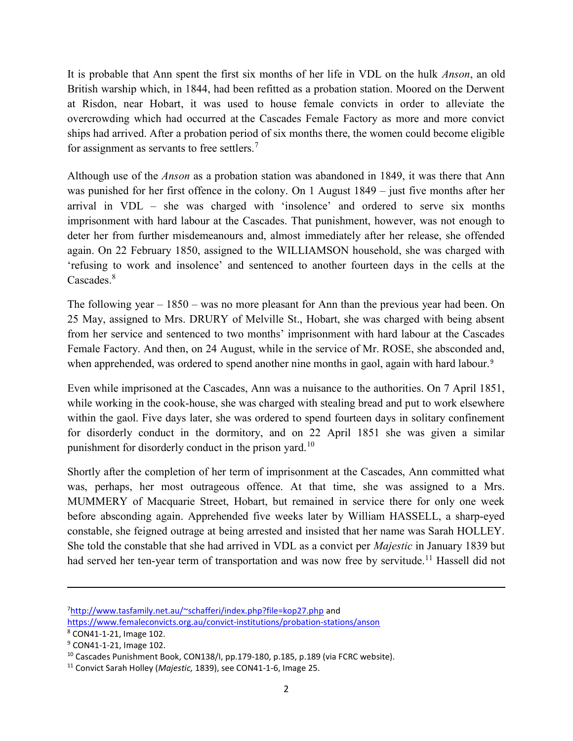It is probable that Ann spent the first six months of her life in VDL on the hulk *Anson*, an old British warship which, in 1844, had been refitted as a probation station. Moored on the Derwent at Risdon, near Hobart, it was used to house female convicts in order to alleviate the overcrowding which had occurred at the Cascades Female Factory as more and more convict ships had arrived. After a probation period of six months there, the women could become eligible for assignment as servants to free settlers.[7]

Although use of the *Anson* as a probation station was abandoned in 1849, it was there that Ann was punished for her first offence in the colony. On 1 August 1849 – just five months after her arrival in VDL – she was charged with 'insolence' and ordered to serve six months imprisonment with hard labour at the Cascades. That punishment, however, was not enough to deter her from further misdemeanours and, almost immediately after her release, she offended again. On 22 February 1850, assigned to the WILLIAMSON household, she was charged with 'refusing to work and insolence' and sentenced to another fourteen days in the cells at the Cascades.[8]

The following year – 1850 – was no more pleasant for Ann than the previous year had been. On 25 May, assigned to Mrs. DRURY of Melville St., Hobart, she was charged with being absent from her service and sentenced to two months' imprisonment with hard labour at the Cascades Female Factory. And then, on 24 August, while in the service of Mr. ROSE, she absconded and, when apprehended, was ordered to spend another nine months in gaol, again with hard labour.[9]

Even while imprisoned at the Cascades, Ann was a nuisance to the authorities. On 7 April 1851, while working in the cook-house, she was charged with stealing bread and put to work elsewhere within the gaol. Five days later, she was ordered to spend fourteen days in solitary confinement for disorderly conduct in the dormitory, and on 22 April 1851 she was given a similar punishment for disorderly conduct in the prison yard.[10]

Shortly after the completion of her term of imprisonment at the Cascades, Ann committed what was, perhaps, her most outrageous offence. At that time, she was assigned to a Mrs. MUMMERY of Macquarie Street, Hobart, but remained in service there for only one week before absconding again. Apprehended five weeks later by William HASSELL, a sharp-eyed constable, she feigned outrage at being arrested and insisted that her name was Sarah HOLLEY. She told the constable that she had arrived in VDL as a convict per *Majestic* in January 1839 but had served her ten-year term of transportation and was now free by servitude.[11] Hassell did not

---

[7] http://www.tasfamily.net.au/~schafferi/index.php?file=kop27.php and https://www.femaleconvicts.org.au/convict-institutions/probation-stations/anson

[8] CON41-1-21, Image 102.

[9] CON41-1-21, Image 102.

[10] Cascades Punishment Book, CON138/I, pp.179-180, p.185, p.189 (via FCRC website).

[11] Convict Sarah Holley (*Majestic,* 1839), see CON41-1-6, Image 25.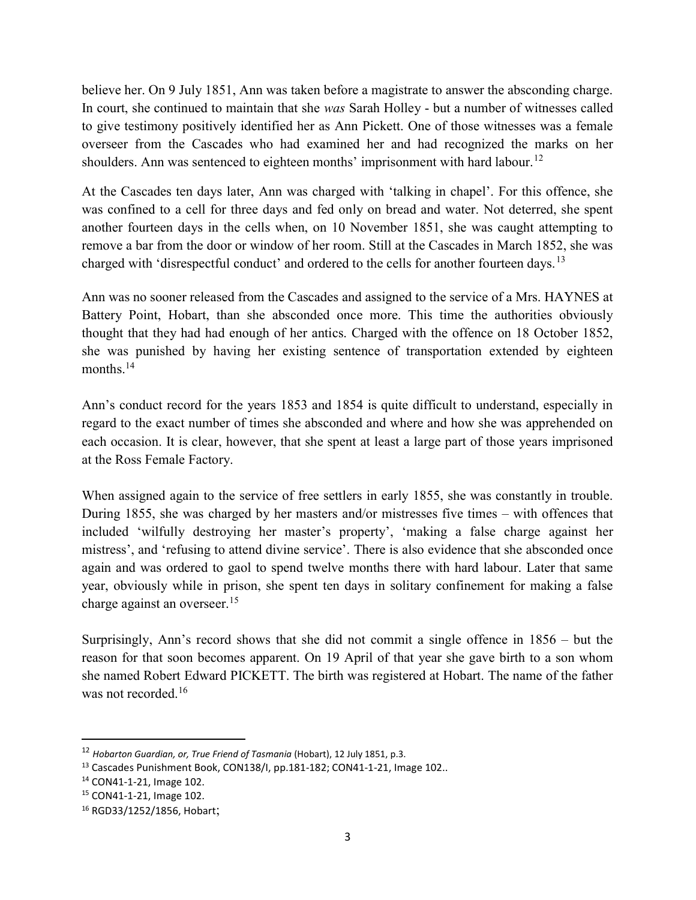believe her. On 9 July 1851, Ann was taken before a magistrate to answer the absconding charge. In court, she continued to maintain that she *was* Sarah Holley - but a number of witnesses called to give testimony positively identified her as Ann Pickett. One of those witnesses was a female overseer from the Cascades who had examined her and had recognized the marks on her shoulders. Ann was sentenced to eighteen months' imprisonment with hard labour.[12]

At the Cascades ten days later, Ann was charged with 'talking in chapel'. For this offence, she was confined to a cell for three days and fed only on bread and water. Not deterred, she spent another fourteen days in the cells when, on 10 November 1851, she was caught attempting to remove a bar from the door or window of her room. Still at the Cascades in March 1852, she was charged with 'disrespectful conduct' and ordered to the cells for another fourteen days.[13]

Ann was no sooner released from the Cascades and assigned to the service of a Mrs. HAYNES at Battery Point, Hobart, than she absconded once more. This time the authorities obviously thought that they had had enough of her antics. Charged with the offence on 18 October 1852, she was punished by having her existing sentence of transportation extended by eighteen months.[14]

Ann's conduct record for the years 1853 and 1854 is quite difficult to understand, especially in regard to the exact number of times she absconded and where and how she was apprehended on each occasion. It is clear, however, that she spent at least a large part of those years imprisoned at the Ross Female Factory.

When assigned again to the service of free settlers in early 1855, she was constantly in trouble. During 1855, she was charged by her masters and/or mistresses five times – with offences that included 'wilfully destroying her master's property', 'making a false charge against her mistress', and 'refusing to attend divine service'. There is also evidence that she absconded once again and was ordered to gaol to spend twelve months there with hard labour. Later that same year, obviously while in prison, she spent ten days in solitary confinement for making a false charge against an overseer.[15]

Surprisingly, Ann's record shows that she did not commit a single offence in 1856 – but the reason for that soon becomes apparent. On 19 April of that year she gave birth to a son whom she named Robert Edward PICKETT. The birth was registered at Hobart. The name of the father was not recorded.[16]

---

[12] *Hobarton Guardian, or, True Friend of Tasmania* (Hobart), 12 July 1851, p.3.

[13] Cascades Punishment Book, CON138/I, pp.181-182; CON41-1-21, Image 102..

[14] CON41-1-21, Image 102.

[15] CON41-1-21, Image 102.

[16] RGD33/1252/1856, Hobart;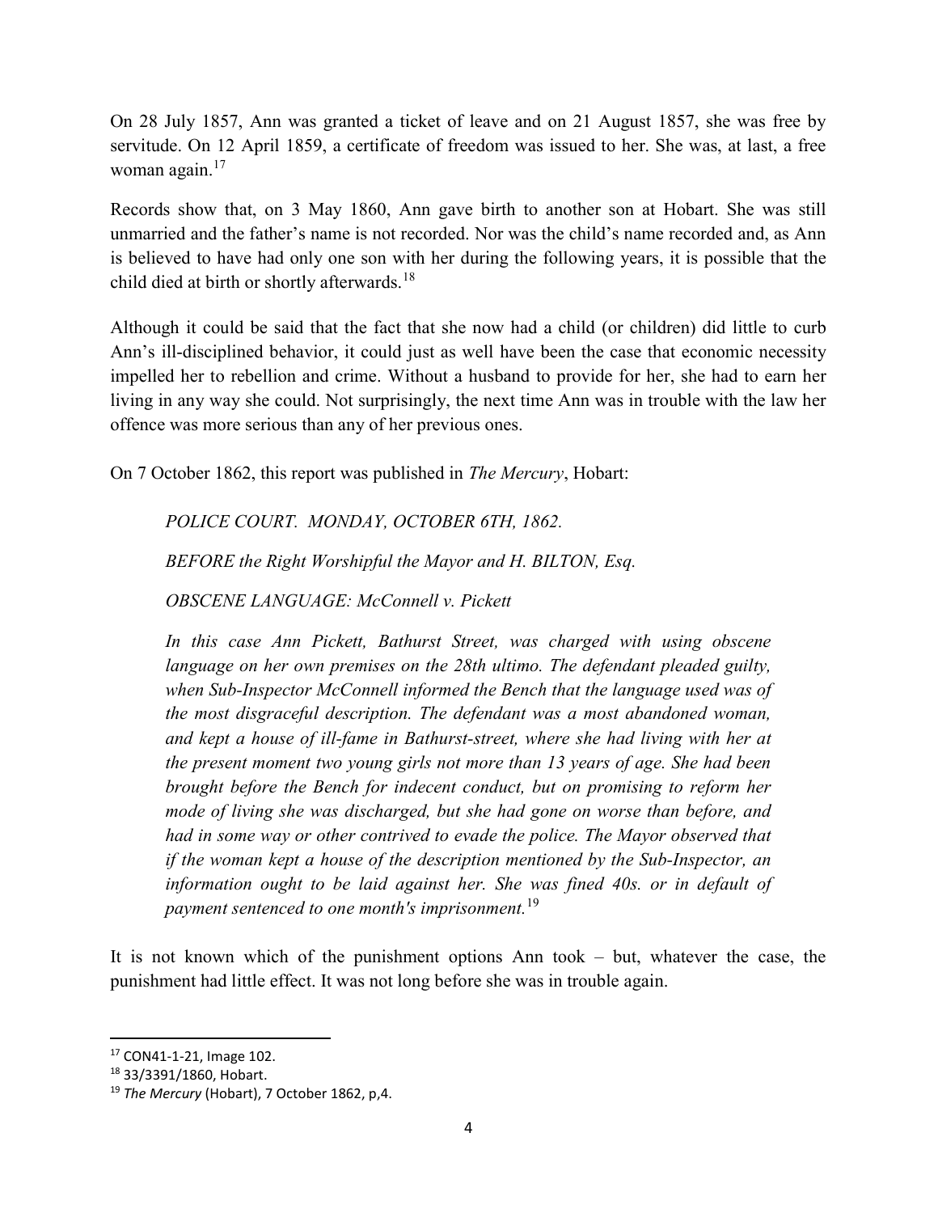On 28 July 1857, Ann was granted a ticket of leave and on 21 August 1857, she was free by servitude. On 12 April 1859, a certificate of freedom was issued to her. She was, at last, a free woman again.[17]

Records show that, on 3 May 1860, Ann gave birth to another son at Hobart. She was still unmarried and the father's name is not recorded. Nor was the child's name recorded and, as Ann is believed to have had only one son with her during the following years, it is possible that the child died at birth or shortly afterwards.[18]

Although it could be said that the fact that she now had a child (or children) did little to curb Ann's ill-disciplined behavior, it could just as well have been the case that economic necessity impelled her to rebellion and crime. Without a husband to provide for her, she had to earn her living in any way she could. Not surprisingly, the next time Ann was in trouble with the law her offence was more serious than any of her previous ones.

On 7 October 1862, this report was published in *The Mercury*, Hobart:

> *POLICE COURT. MONDAY, OCTOBER 6TH, 1862.*
>
> *BEFORE the Right Worshipful the Mayor and H. BILTON, Esq.*
>
> *OBSCENE LANGUAGE: McConnell v. Pickett*
>
> *In this case Ann Pickett, Bathurst Street, was charged with using obscene language on her own premises on the 28th ultimo. The defendant pleaded guilty, when Sub-Inspector McConnell informed the Bench that the language used was of the most disgraceful description. The defendant was a most abandoned woman, and kept a house of ill-fame in Bathurst-street, where she had living with her at the present moment two young girls not more than 13 years of age. She had been brought before the Bench for indecent conduct, but on promising to reform her mode of living she was discharged, but she had gone on worse than before, and had in some way or other contrived to evade the police. The Mayor observed that if the woman kept a house of the description mentioned by the Sub-Inspector, an information ought to be laid against her. She was fined 40s. or in default of payment sentenced to one month's imprisonment.*[19]

It is not known which of the punishment options Ann took – but, whatever the case, the punishment had little effect. It was not long before she was in trouble again.

---

[17] CON41-1-21, Image 102.

[18] 33/3391/1860, Hobart.

[19] *The Mercury* (Hobart), 7 October 1862, p,4.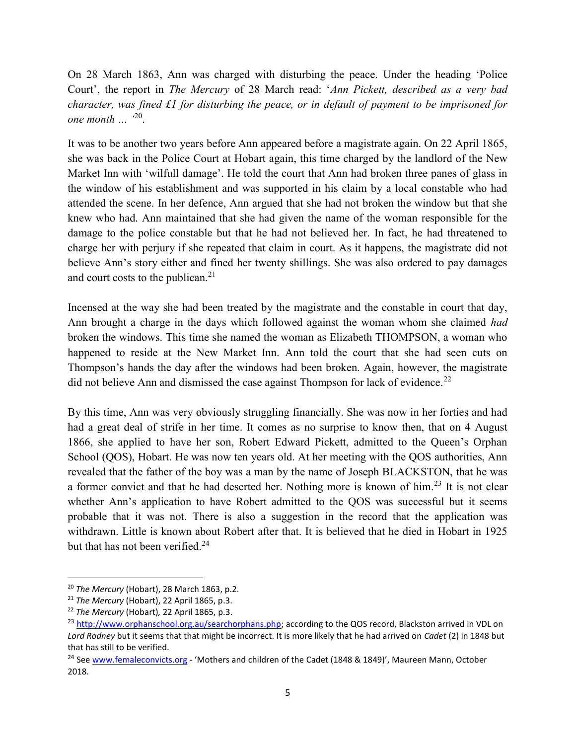On 28 March 1863, Ann was charged with disturbing the peace. Under the heading 'Police Court', the report in *The Mercury* of 28 March read: '*Ann Pickett, described as a very bad character, was fined £1 for disturbing the peace, or in default of payment to be imprisoned for one month …* '[20].

It was to be another two years before Ann appeared before a magistrate again. On 22 April 1865, she was back in the Police Court at Hobart again, this time charged by the landlord of the New Market Inn with 'wilfull damage'. He told the court that Ann had broken three panes of glass in the window of his establishment and was supported in his claim by a local constable who had attended the scene. In her defence, Ann argued that she had not broken the window but that she knew who had. Ann maintained that she had given the name of the woman responsible for the damage to the police constable but that he had not believed her. In fact, he had threatened to charge her with perjury if she repeated that claim in court. As it happens, the magistrate did not believe Ann's story either and fined her twenty shillings. She was also ordered to pay damages and court costs to the publican.[21]

Incensed at the way she had been treated by the magistrate and the constable in court that day, Ann brought a charge in the days which followed against the woman whom she claimed *had* broken the windows. This time she named the woman as Elizabeth THOMPSON, a woman who happened to reside at the New Market Inn. Ann told the court that she had seen cuts on Thompson's hands the day after the windows had been broken. Again, however, the magistrate did not believe Ann and dismissed the case against Thompson for lack of evidence.[22]

By this time, Ann was very obviously struggling financially. She was now in her forties and had had a great deal of strife in her time. It comes as no surprise to know then, that on 4 August 1866, she applied to have her son, Robert Edward Pickett, admitted to the Queen's Orphan School (QOS), Hobart. He was now ten years old. At her meeting with the QOS authorities, Ann revealed that the father of the boy was a man by the name of Joseph BLACKSTON, that he was a former convict and that he had deserted her. Nothing more is known of him.[23] It is not clear whether Ann's application to have Robert admitted to the QOS was successful but it seems probable that it was not. There is also a suggestion in the record that the application was withdrawn. Little is known about Robert after that. It is believed that he died in Hobart in 1925 but that has not been verified.[24]

---

[20] *The Mercury* (Hobart), 28 March 1863, p.2.

[21] *The Mercury* (Hobart), 22 April 1865, p.3.

[22] *The Mercury* (Hobart), 22 April 1865, p.3.

[23] http://www.orphanschool.org.au/searchorphans.php; according to the QOS record, Blackston arrived in VDL on *Lord Rodney* but it seems that that might be incorrect. It is more likely that he had arrived on *Cadet* (2) in 1848 but that has still to be verified.

[24] See www.femaleconvicts.org - 'Mothers and children of the Cadet (1848 & 1849)', Maureen Mann, October 2018.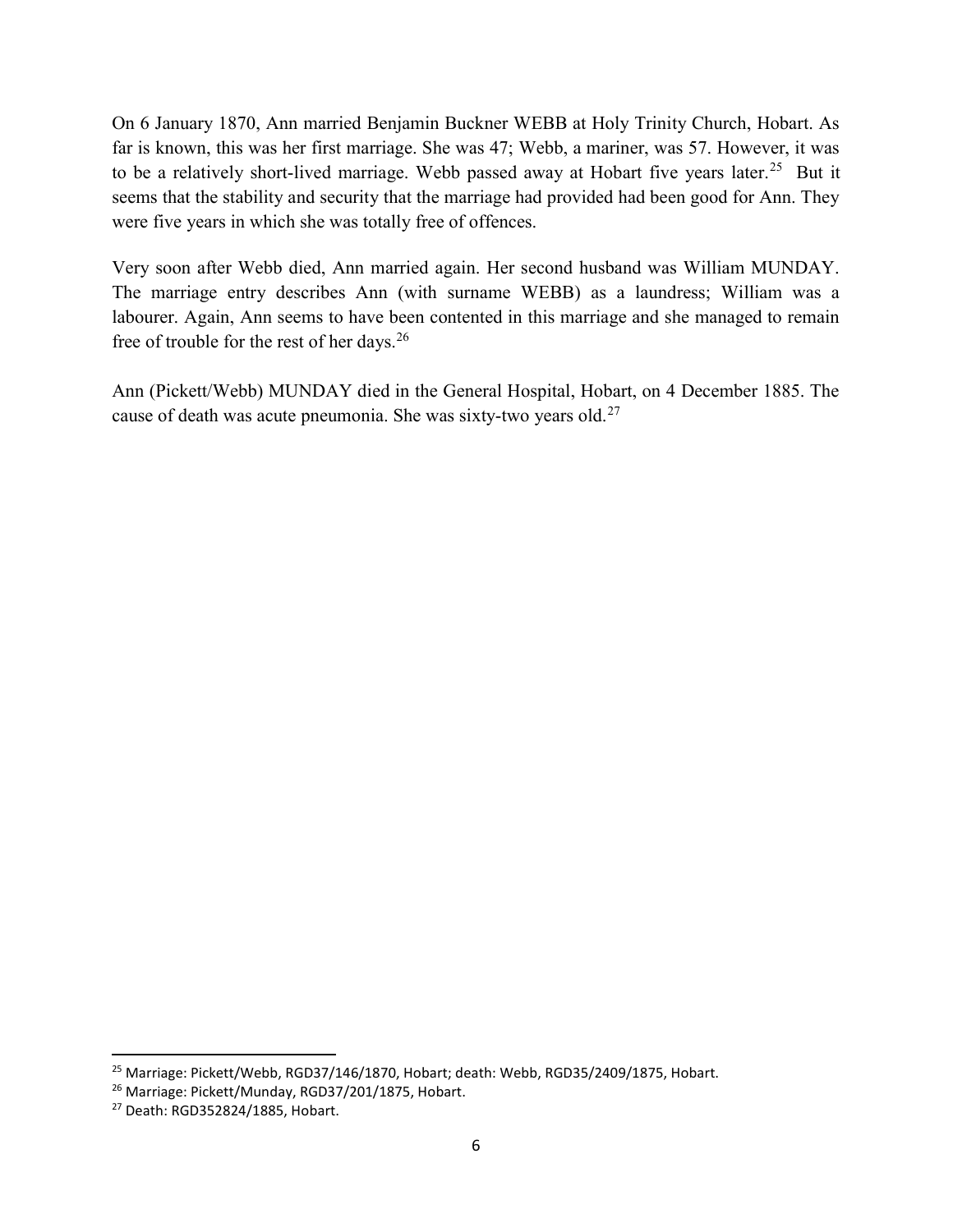On 6 January 1870, Ann married Benjamin Buckner WEBB at Holy Trinity Church, Hobart. As far is known, this was her first marriage. She was 47; Webb, a mariner, was 57. However, it was to be a relatively short-lived marriage. Webb passed away at Hobart five years later.[25] But it seems that the stability and security that the marriage had provided had been good for Ann. They were five years in which she was totally free of offences.

Very soon after Webb died, Ann married again. Her second husband was William MUNDAY. The marriage entry describes Ann (with surname WEBB) as a laundress; William was a labourer. Again, Ann seems to have been contented in this marriage and she managed to remain free of trouble for the rest of her days.[26]

Ann (Pickett/Webb) MUNDAY died in the General Hospital, Hobart, on 4 December 1885. The cause of death was acute pneumonia. She was sixty-two years old.[27]

---

[25] Marriage: Pickett/Webb, RGD37/146/1870, Hobart; death: Webb, RGD35/2409/1875, Hobart.

[26] Marriage: Pickett/Munday, RGD37/201/1875, Hobart.

[27] Death: RGD352824/1885, Hobart.